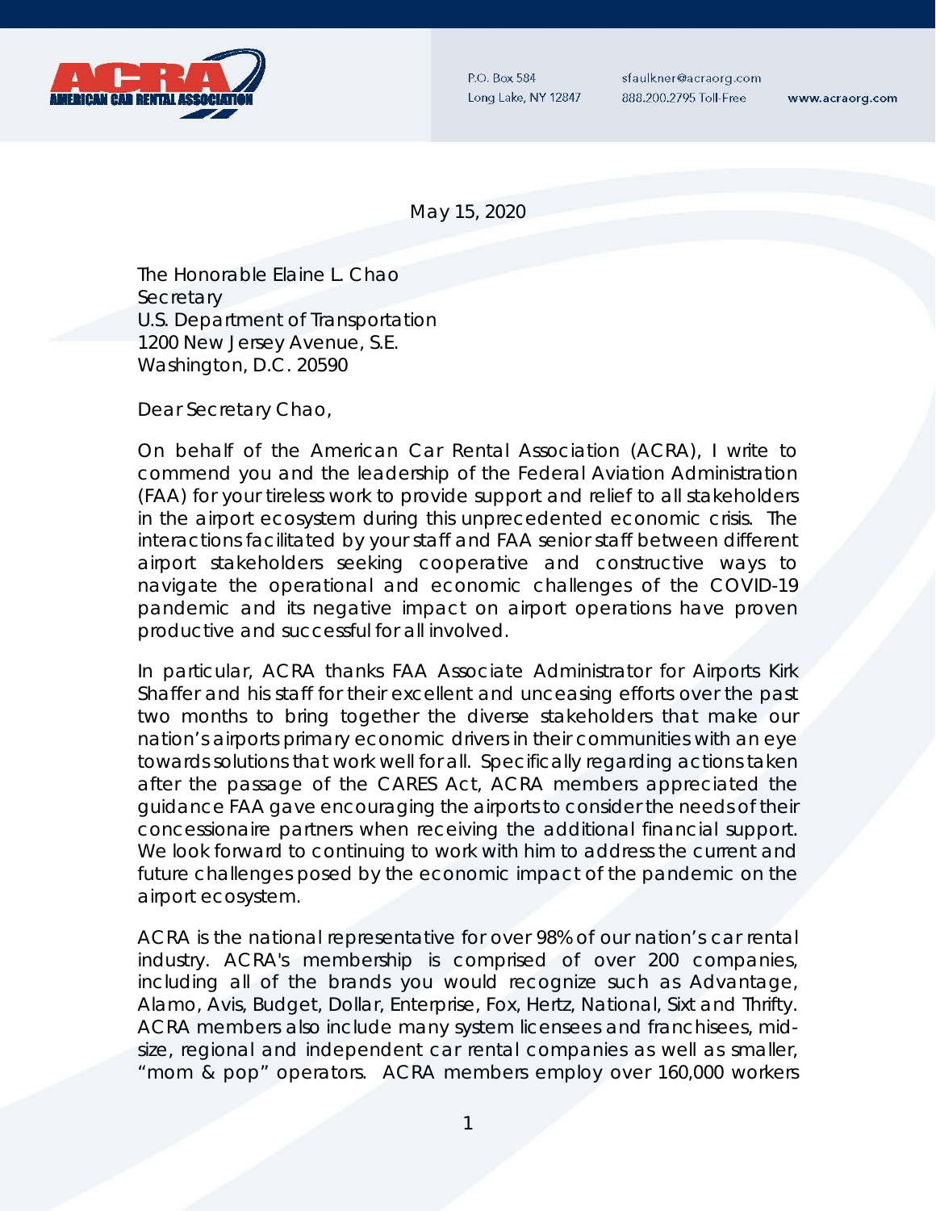AMERICAN CAR RENTAL ASSOCIATION

P.O. Box 584
Long Lake, NY 12847

sfaulkner@acraorg.com
888.200.2795 Toll-Free

www.acraorg.com

May 15, 2020

The Honorable Elaine L. Chao
Secretary
U.S. Department of Transportation
1200 New Jersey Avenue, S.E.
Washington, D.C. 20590

Dear Secretary Chao,

On behalf of the American Car Rental Association (ACRA), I write to commend you and the leadership of the Federal Aviation Administration (FAA) for your tireless work to provide support and relief to all stakeholders in the airport ecosystem during this unprecedented economic crisis. The interactions facilitated by your staff and FAA senior staff between different airport stakeholders seeking cooperative and constructive ways to navigate the operational and economic challenges of the COVID-19 pandemic and its negative impact on airport operations have proven productive and successful for all involved.

In particular, ACRA thanks FAA Associate Administrator for Airports Kirk Shaffer and his staff for their excellent and unceasing efforts over the past two months to bring together the diverse stakeholders that make our nation's airports primary economic drivers in their communities with an eye towards solutions that work well for all. Specifically regarding actions taken after the passage of the CARES Act, ACRA members appreciated the guidance FAA gave encouraging the airports to consider the needs of their concessionaire partners when receiving the additional financial support. We look forward to continuing to work with him to address the current and future challenges posed by the economic impact of the pandemic on the airport ecosystem.

ACRA is the national representative for over 98% of our nation's car rental industry. ACRA's membership is comprised of over 200 companies, including all of the brands you would recognize such as Advantage, Alamo, Avis, Budget, Dollar, Enterprise, Fox, Hertz, National, Sixt and Thrifty. ACRA members also include many system licensees and franchisees, mid-size, regional and independent car rental companies as well as smaller, "mom & pop" operators. ACRA members employ over 160,000 workers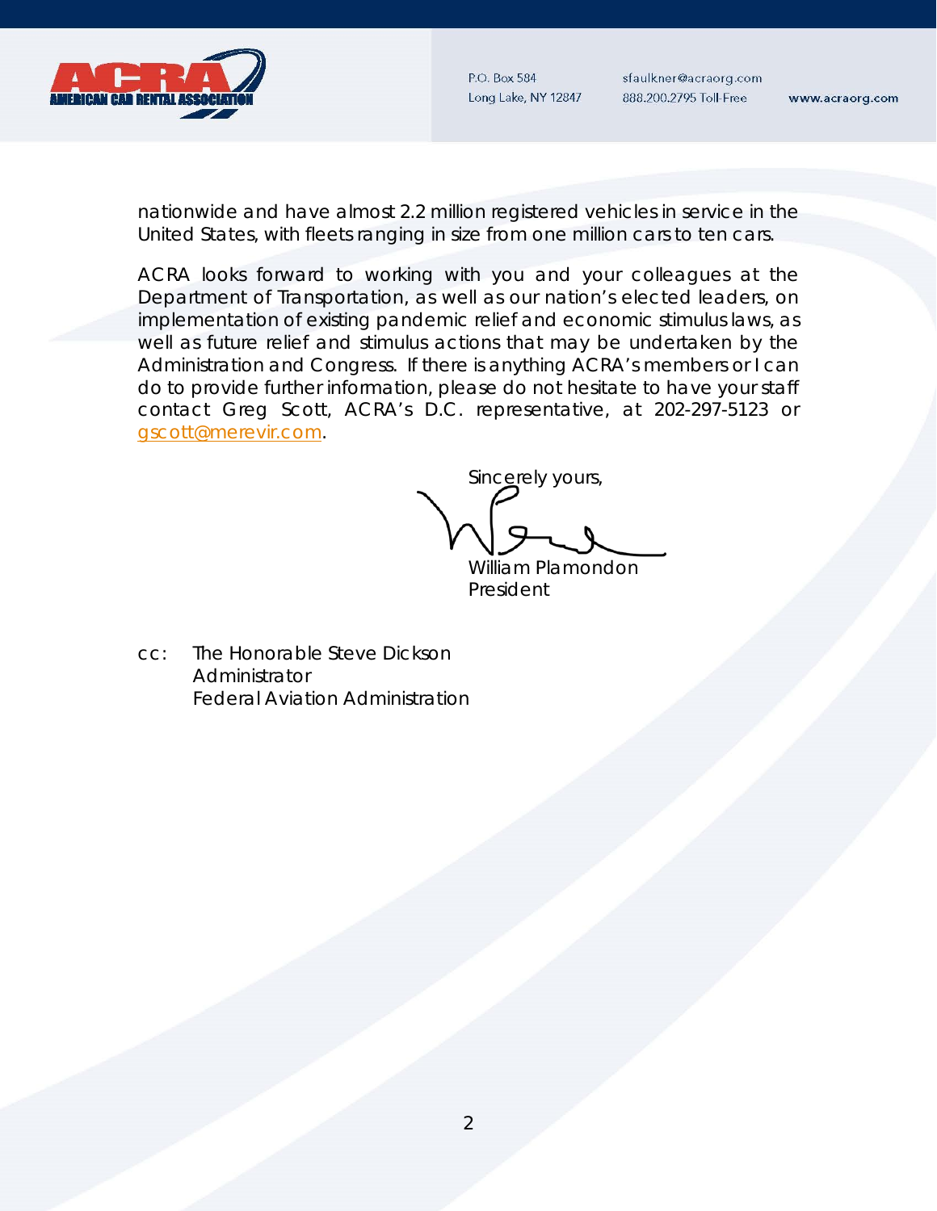nationwide and have almost 2.2 million registered vehicles in service in the United States, with fleets ranging in size from one million cars to ten cars.

ACRA looks forward to working with you and your colleagues at the Department of Transportation, as well as our nation's elected leaders, on implementation of existing pandemic relief and economic stimulus laws, as well as future relief and stimulus actions that may be undertaken by the Administration and Congress. If there is anything ACRA's members or I can do to provide further information, please do not hesitate to have your staff contact Greg Scott, ACRA's D.C. representative, at 202-297-5123 or gscott@merevir.com.

Sincerely yours,

William Plamondon
President

cc: The Honorable Steve Dickson
Administrator
Federal Aviation Administration